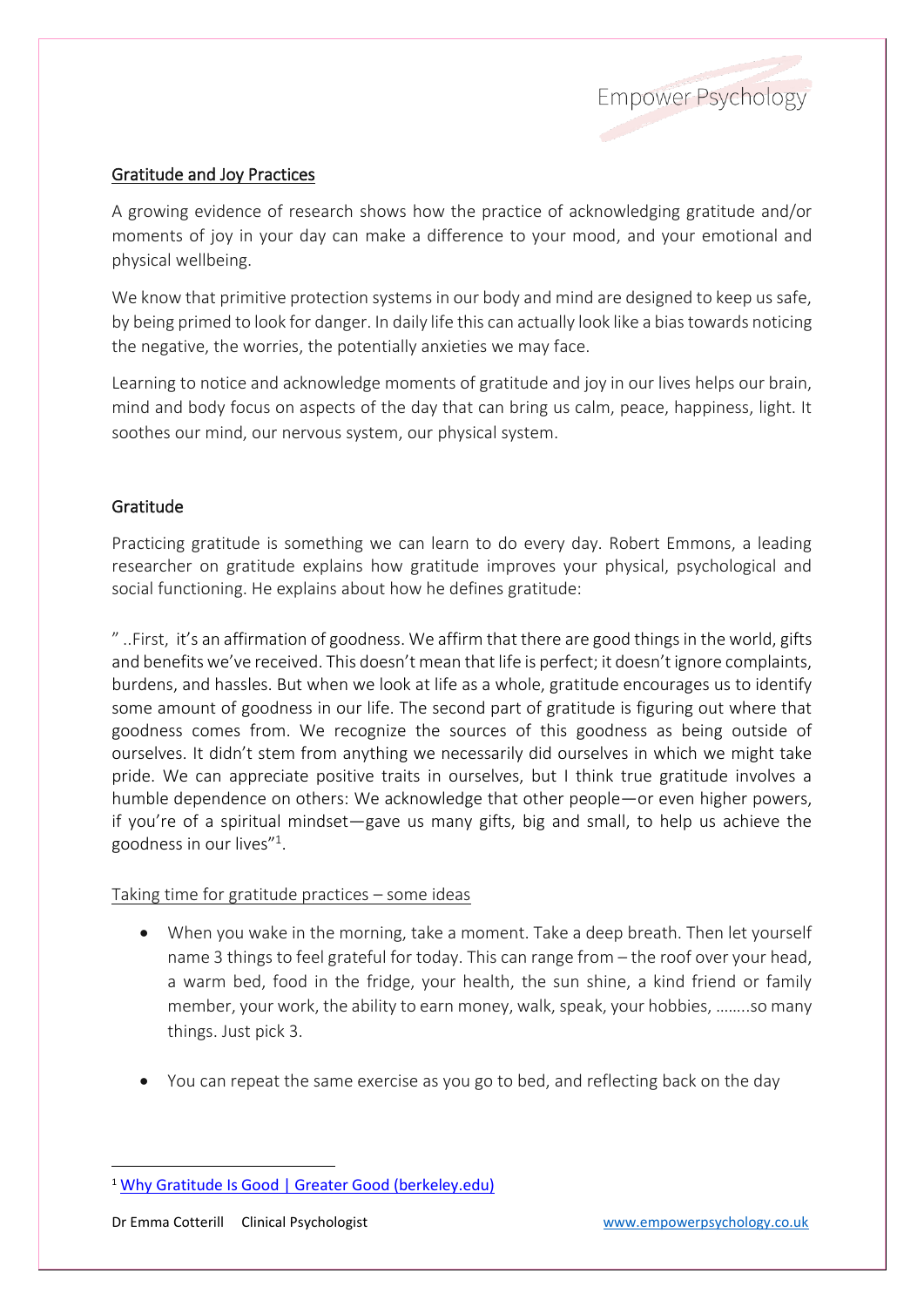## Gratitude and Joy Practices

A growing evidence of research shows how the practice of acknowledging gratitude and/or moments of joy in your day can make a difference to your mood, and your emotional and physical wellbeing.

We know that primitive protection systems in our body and mind are designed to keep us safe, by being primed to look for danger. In daily life this can actually look like a bias towards noticing the negative, the worries, the potentially anxieties we may face.

Learning to notice and acknowledge moments of gratitude and joy in our lives helps our brain, mind and body focus on aspects of the day that can bring us calm, peace, happiness, light. It soothes our mind, our nervous system, our physical system.

### Gratitude

Practicing gratitude is something we can learn to do every day. Robert Emmons, a leading researcher on gratitude explains how gratitude improves your physical, psychological and social functioning. He explains about how he defines gratitude:

" ..First, it's an affirmation of goodness. We affirm that there are good things in the world, gifts and benefits we've received. This doesn't mean that life is perfect; it doesn't ignore complaints, burdens, and hassles. But when we look at life as a whole, gratitude encourages us to identify some amount of goodness in our life. The second part of gratitude is figuring out where that goodness comes from. We recognize the sources of this goodness as being outside of ourselves. It didn't stem from anything we necessarily did ourselves in which we might take pride. We can appreciate positive traits in ourselves, but I think true gratitude involves a humble dependence on others: We acknowledge that other people—or even higher powers, if you're of a spiritual mindset—gave us many gifts, big and small, to help us achieve the goodness in our lives"[1].

Taking time for gratitude practices – some ideas

- When you wake in the morning, take a moment. Take a deep breath. Then let yourself name 3 things to feel grateful for today. This can range from – the roof over your head, a warm bed, food in the fridge, your health, the sun shine, a kind friend or family member, your work, the ability to earn money, walk, speak, your hobbies, ……..so many things. Just pick 3.

- You can repeat the same exercise as you go to bed, and reflecting back on the day

[1] Why Gratitude Is Good | Greater Good (berkeley.edu)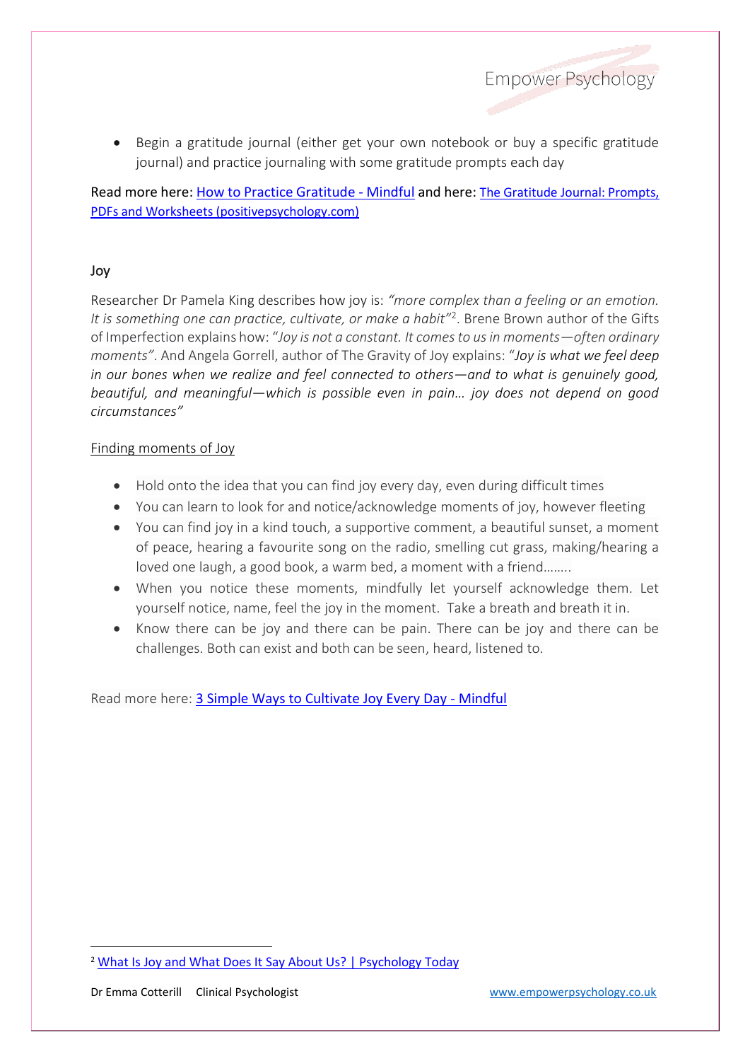- Begin a gratitude journal (either get your own notebook or buy a specific gratitude journal) and practice journaling with some gratitude prompts each day

Read more here: How to Practice Gratitude - Mindful and here: The Gratitude Journal: Prompts, PDFs and Worksheets (positivepsychology.com)

## Joy

Researcher Dr Pamela King describes how joy is: *"more complex than a feeling or an emotion. It is something one can practice, cultivate, or make a habit"*[2]. Brene Brown author of the Gifts of Imperfection explains how: "*Joy is not a constant. It comes to us in moments—often ordinary moments"*. And Angela Gorrell, author of The Gravity of Joy explains: "*Joy is what we feel deep in our bones when we realize and feel connected to others—and to what is genuinely good, beautiful, and meaningful—which is possible even in pain… joy does not depend on good circumstances"*

### Finding moments of Joy

- Hold onto the idea that you can find joy every day, even during difficult times
- You can learn to look for and notice/acknowledge moments of joy, however fleeting
- You can find joy in a kind touch, a supportive comment, a beautiful sunset, a moment of peace, hearing a favourite song on the radio, smelling cut grass, making/hearing a loved one laugh, a good book, a warm bed, a moment with a friend……..
- When you notice these moments, mindfully let yourself acknowledge them. Let yourself notice, name, feel the joy in the moment. Take a breath and breath it in.
- Know there can be joy and there can be pain. There can be joy and there can be challenges. Both can exist and both can be seen, heard, listened to.

Read more here: 3 Simple Ways to Cultivate Joy Every Day - Mindful

---

[2] What Is Joy and What Does It Say About Us? | Psychology Today